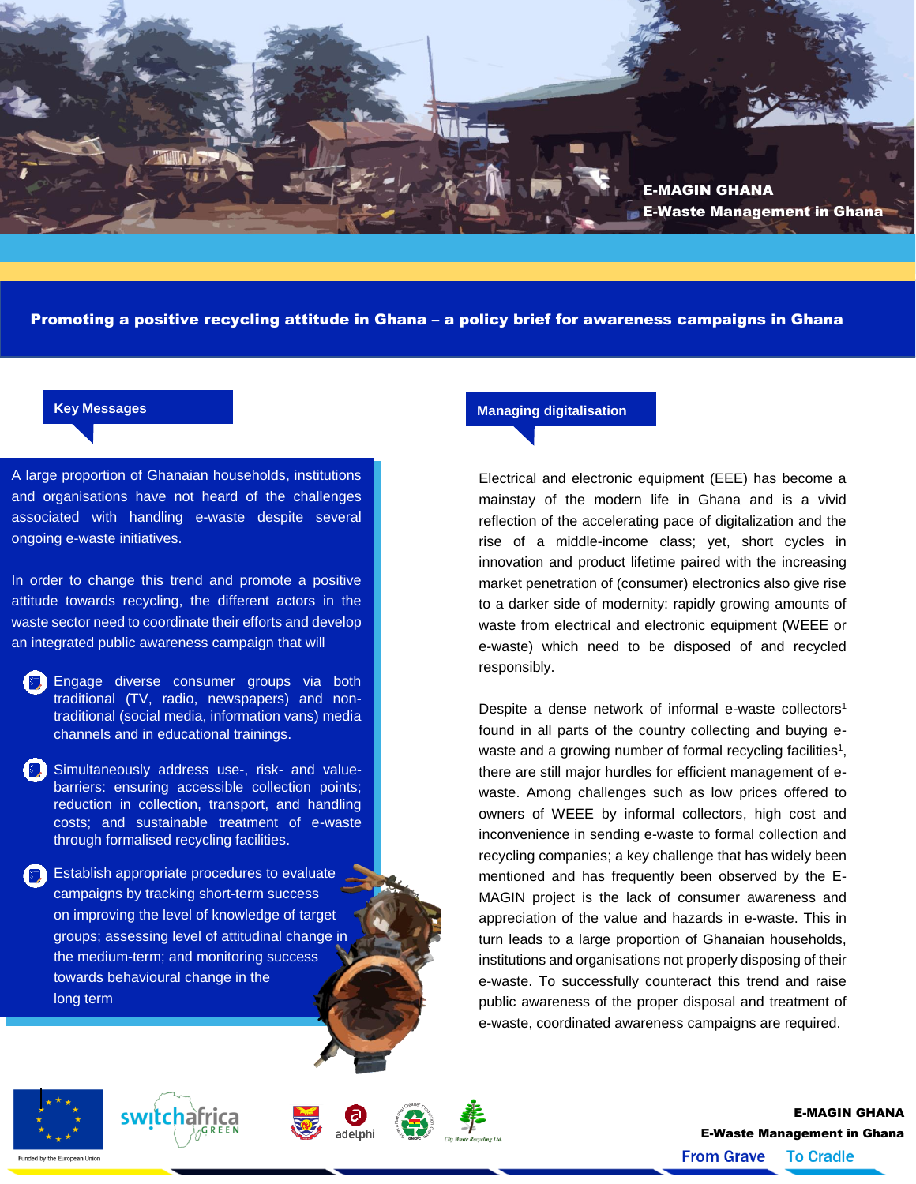E-MAGIN GHANA
E-Waste Management in Ghana

# Promoting a positive recycling attitude in Ghana – a policy brief for awareness campaigns in Ghana

## Key Messages

A large proportion of Ghanaian households, institutions and organisations have not heard of the challenges associated with handling e-waste despite several ongoing e-waste initiatives.

In order to change this trend and promote a positive attitude towards recycling, the different actors in the waste sector need to coordinate their efforts and develop an integrated public awareness campaign that will

- Engage diverse consumer groups via both traditional (TV, radio, newspapers) and non-traditional (social media, information vans) media channels and in educational trainings.
- Simultaneously address use-, risk- and value-barriers: ensuring accessible collection points; reduction in collection, transport, and handling costs; and sustainable treatment of e-waste through formalised recycling facilities.
- Establish appropriate procedures to evaluate campaigns by tracking short-term success on improving the level of knowledge of target groups; assessing level of attitudinal change in the medium-term; and monitoring success towards behavioural change in the long term

## Managing digitalisation

Electrical and electronic equipment (EEE) has become a mainstay of the modern life in Ghana and is a vivid reflection of the accelerating pace of digitalization and the rise of a middle-income class; yet, short cycles in innovation and product lifetime paired with the increasing market penetration of (consumer) electronics also give rise to a darker side of modernity: rapidly growing amounts of waste from electrical and electronic equipment (WEEE or e-waste) which need to be disposed of and recycled responsibly.

Despite a dense network of informal e-waste collectors[1] found in all parts of the country collecting and buying e-waste and a growing number of formal recycling facilities[1], there are still major hurdles for efficient management of e-waste. Among challenges such as low prices offered to owners of WEEE by informal collectors, high cost and inconvenience in sending e-waste to formal collection and recycling companies; a key challenge that has widely been mentioned and has frequently been observed by the E-MAGIN project is the lack of consumer awareness and appreciation of the value and hazards in e-waste. This in turn leads to a large proportion of Ghanaian households, institutions and organisations not properly disposing of their e-waste. To successfully counteract this trend and raise public awareness of the proper disposal and treatment of e-waste, coordinated awareness campaigns are required.

Funded by the European Union

E-MAGIN GHANA
E-Waste Management in Ghana
From Grave To Cradle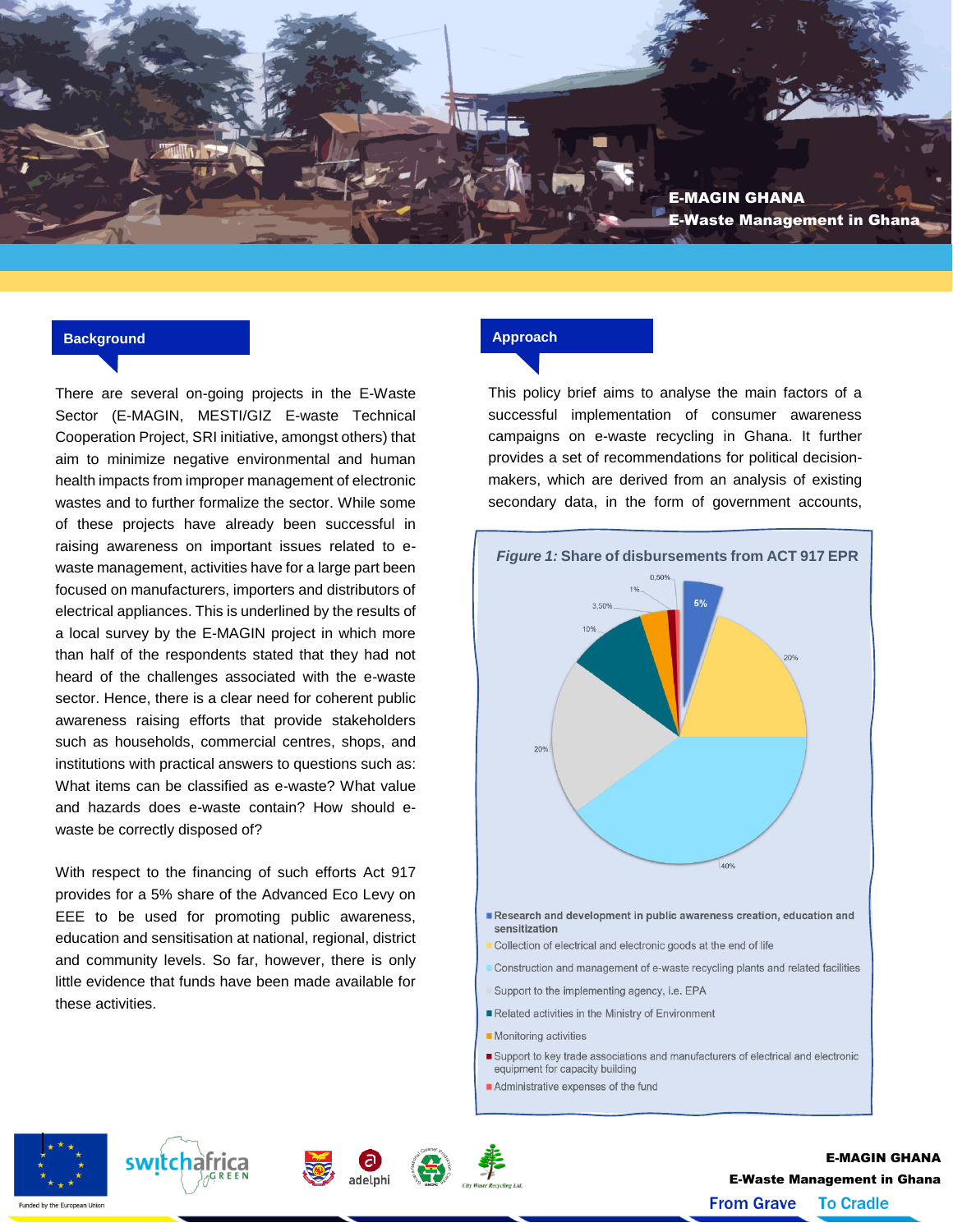## Background

There are several on-going projects in the E-Waste Sector (E-MAGIN, MESTI/GIZ E-waste Technical Cooperation Project, SRI initiative, amongst others) that aim to minimize negative environmental and human health impacts from improper management of electronic wastes and to further formalize the sector. While some of these projects have already been successful in raising awareness on important issues related to e-waste management, activities have for a large part been focused on manufacturers, importers and distributors of electrical appliances. This is underlined by the results of a local survey by the E-MAGIN project in which more than half of the respondents stated that they had not heard of the challenges associated with the e-waste sector. Hence, there is a clear need for coherent public awareness raising efforts that provide stakeholders such as households, commercial centres, shops, and institutions with practical answers to questions such as: What items can be classified as e-waste? What value and hazards does e-waste contain? How should e-waste be correctly disposed of?

With respect to the financing of such efforts Act 917 provides for a 5% share of the Advanced Eco Levy on EEE to be used for promoting public awareness, education and sensitisation at national, regional, district and community levels. So far, however, there is only little evidence that funds have been made available for these activities.

## Approach

This policy brief aims to analyse the main factors of a successful implementation of consumer awareness campaigns on e-waste recycling in Ghana. It further provides a set of recommendations for political decision-makers, which are derived from an analysis of existing secondary data, in the form of government accounts,

*Figure 1:* **Share of disbursements from ACT 917 EPR**

0,50%
1%
3,50%
10%
5%
20%
20%
40%

- **Research and development in public awareness creation, education and sensitization**
- Collection of electrical and electronic goods at the end of life
- Construction and management of e-waste recycling plants and related facilities
- Support to the implementing agency, i.e. EPA
- Related activities in the Ministry of Environment
- Monitoring activities
- Support to key trade associations and manufacturers of electrical and electronic equipment for capacity building
- Administrative expenses of the fund

Funded by the European Union

From Grave To Cradle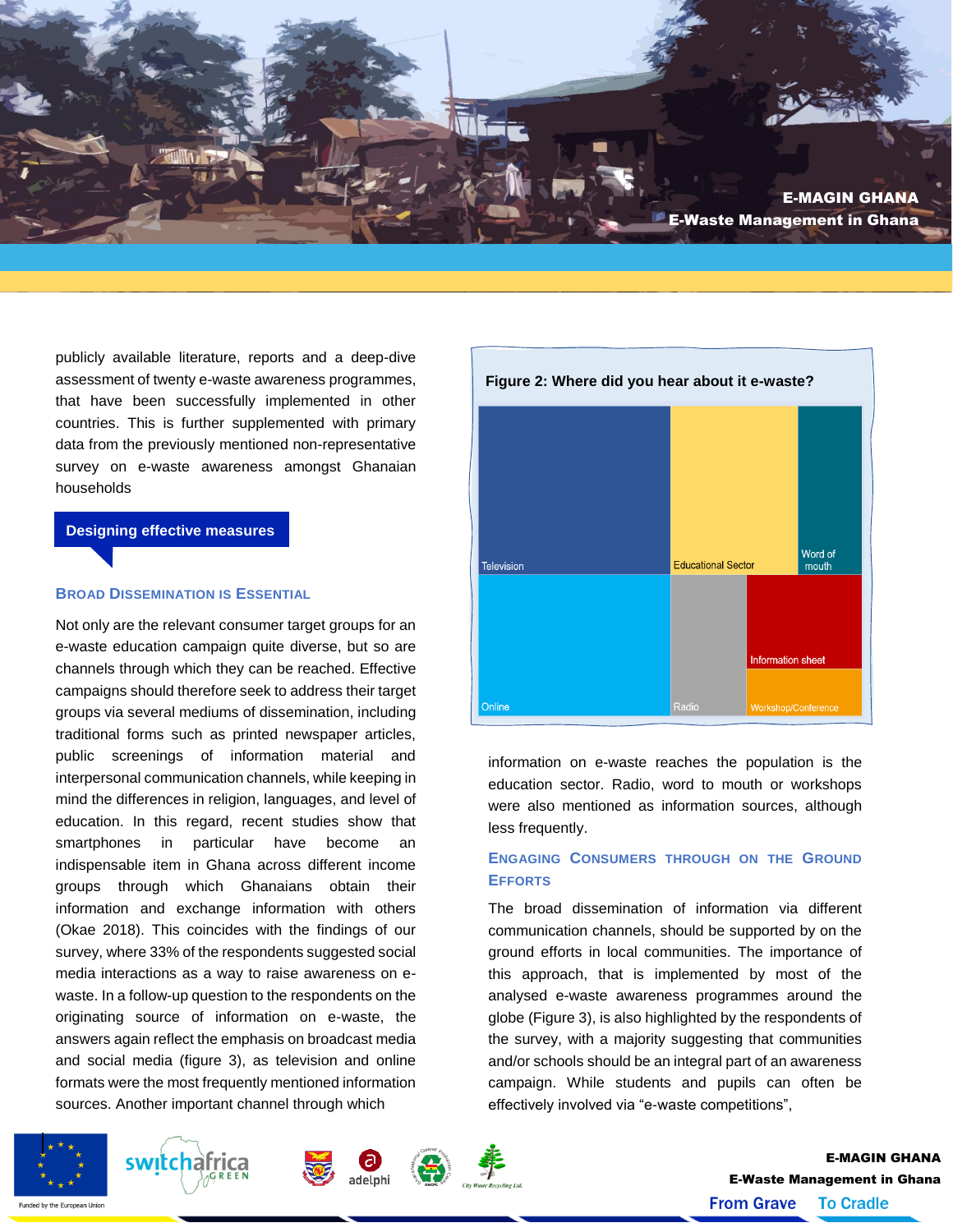publicly available literature, reports and a deep-dive assessment of twenty e-waste awareness programmes, that have been successfully implemented in other countries. This is further supplemented with primary data from the previously mentioned non-representative survey on e-waste awareness amongst Ghanaian households

## Designing effective measures

### Broad Dissemination is Essential

Not only are the relevant consumer target groups for an e-waste education campaign quite diverse, but so are channels through which they can be reached. Effective campaigns should therefore seek to address their target groups via several mediums of dissemination, including traditional forms such as printed newspaper articles, public screenings of information material and interpersonal communication channels, while keeping in mind the differences in religion, languages, and level of education. In this regard, recent studies show that smartphones in particular have become an indispensable item in Ghana across different income groups through which Ghanaians obtain their information and exchange information with others (Okae 2018). This coincides with the findings of our survey, where 33% of the respondents suggested social media interactions as a way to raise awareness on e-waste. In a follow-up question to the respondents on the originating source of information on e-waste, the answers again reflect the emphasis on broadcast media and social media (figure 3), as television and online formats were the most frequently mentioned information sources. Another important channel through which information on e-waste reaches the population is the education sector. Radio, word to mouth or workshops were also mentioned as information sources, although less frequently.

**Figure 2: Where did you hear about it e-waste?**

Television
Educational Sector
Word of mouth
Online
Radio
Information sheet
Workshop/Conference

### Engaging Consumers through on the Ground Efforts

The broad dissemination of information via different communication channels, should be supported by on the ground efforts in local communities. The importance of this approach, that is implemented by most of the analysed e-waste awareness programmes around the globe (Figure 3), is also highlighted by the respondents of the survey, with a majority suggesting that communities and/or schools should be an integral part of an awareness campaign. While students and pupils can often be effectively involved via "e-waste competitions",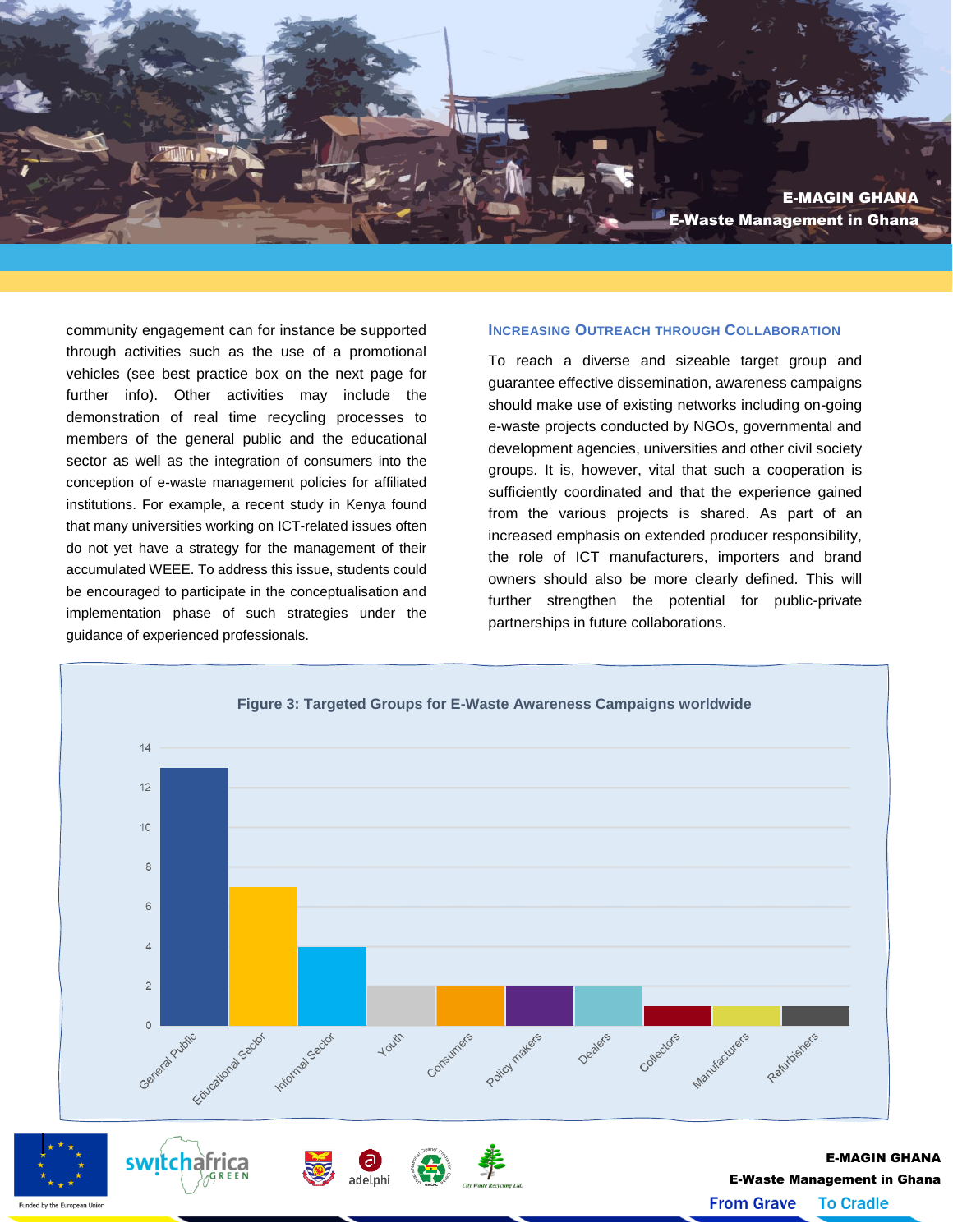community engagement can for instance be supported through activities such as the use of a promotional vehicles (see best practice box on the next page for further info). Other activities may include the demonstration of real time recycling processes to members of the general public and the educational sector as well as the integration of consumers into the conception of e-waste management policies for affiliated institutions. For example, a recent study in Kenya found that many universities working on ICT-related issues often do not yet have a strategy for the management of their accumulated WEEE. To address this issue, students could be encouraged to participate in the conceptualisation and implementation phase of such strategies under the guidance of experienced professionals.

### Increasing Outreach through Collaboration

To reach a diverse and sizeable target group and guarantee effective dissemination, awareness campaigns should make use of existing networks including on-going e-waste projects conducted by NGOs, governmental and development agencies, universities and other civil society groups. It is, however, vital that such a cooperation is sufficiently coordinated and that the experience gained from the various projects is shared. As part of an increased emphasis on extended producer responsibility, the role of ICT manufacturers, importers and brand owners should also be more clearly defined. This will further strengthen the potential for public-private partnerships in future collaborations.

**Figure 3: Targeted Groups for E-Waste Awareness Campaigns worldwide**

14
12
10
8
6
4
2
0

General Public
Educational Sector
Informal Sector
Youth
Consumers
Policy makers
Dealers
Collectors
Manufacturers
Refurbishers

Funded by the European Union

From Grave To Cradle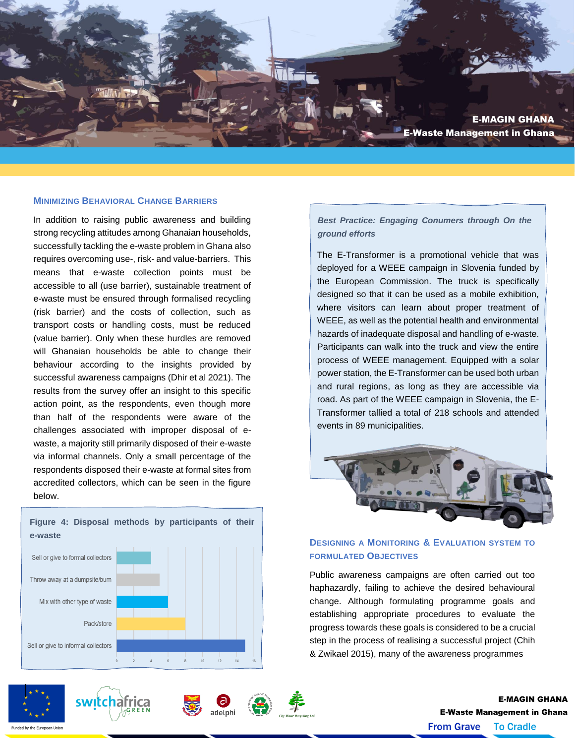## Minimizing Behavioral Change Barriers

In addition to raising public awareness and building strong recycling attitudes among Ghanaian households, successfully tackling the e-waste problem in Ghana also requires overcoming use-, risk- and value-barriers. This means that e-waste collection points must be accessible to all (use barrier), sustainable treatment of e-waste must be ensured through formalised recycling (risk barrier) and the costs of collection, such as transport costs or handling costs, must be reduced (value barrier). Only when these hurdles are removed will Ghanaian households be able to change their behaviour according to the insights provided by successful awareness campaigns (Dhir et al 2021). The results from the survey offer an insight to this specific action point, as the respondents, even though more than half of the respondents were aware of the challenges associated with improper disposal of e-waste, a majority still primarily disposed of their e-waste via informal channels. Only a small percentage of the respondents disposed their e-waste at formal sites from accredited collectors, which can be seen in the figure below.

**Figure 4: Disposal methods by participants of their e-waste**

Sell or give to formal collectors
Throw away at a dumpsite/burn
Mix with other type of waste
Pack/store
Sell or give to informal collectors
0 2 4 6 8 10 12 14 16

> ***Best Practice: Engaging Conumers through On the ground efforts***
>
> The E-Transformer is a promotional vehicle that was deployed for a WEEE campaign in Slovenia funded by the European Commission. The truck is specifically designed so that it can be used as a mobile exhibition, where visitors can learn about proper treatment of WEEE, as well as the potential health and environmental hazards of inadequate disposal and handling of e-waste. Participants can walk into the truck and view the entire process of WEEE management. Equipped with a solar power station, the E-Transformer can be used both urban and rural regions, as long as they are accessible via road. As part of the WEEE campaign in Slovenia, the E-Transformer tallied a total of 218 schools and attended events in 89 municipalities.

## Designing a Monitoring & Evaluation System to Formulated Objectives

Public awareness campaigns are often carried out too haphazardly, failing to achieve the desired behavioural change. Although formulating programme goals and establishing appropriate procedures to evaluate the progress towards these goals is considered to be a crucial step in the process of realising a successful project (Chih & Zwikael 2015), many of the awareness programmes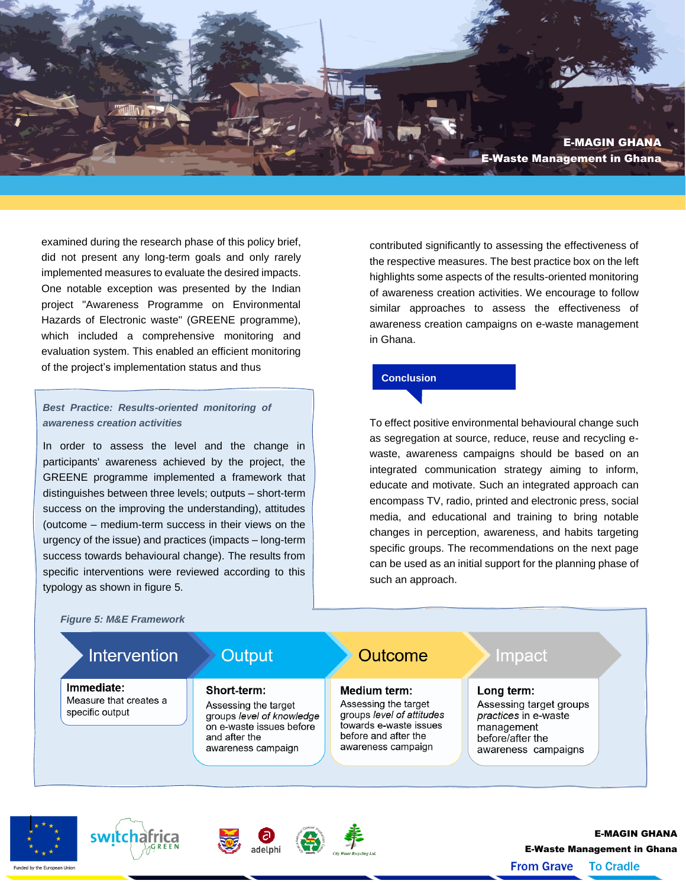examined during the research phase of this policy brief, did not present any long-term goals and only rarely implemented measures to evaluate the desired impacts. One notable exception was presented by the Indian project "Awareness Programme on Environmental Hazards of Electronic waste" (GREENE programme), which included a comprehensive monitoring and evaluation system. This enabled an efficient monitoring of the project's implementation status and thus contributed significantly to assessing the effectiveness of the respective measures. The best practice box on the left highlights some aspects of the results-oriented monitoring of awareness creation activities. We encourage to follow similar approaches to assess the effectiveness of awareness creation campaigns on e-waste management in Ghana.

***Best Practice: Results-oriented monitoring of awareness creation activities***

In order to assess the level and the change in participants' awareness achieved by the project, the GREENE programme implemented a framework that distinguishes between three levels; outputs – short-term success on the improving the understanding), attitudes (outcome – medium-term success in their views on the urgency of the issue) and practices (impacts – long-term success towards behavioural change). The results from specific interventions were reviewed according to this typology as shown in figure 5.

*Figure 5: M&E Framework*

Intervention
**Immediate:** Measure that creates a specific output

Output
**Short-term:** Assessing the target groups *level of knowledge* on e-waste issues before and after the awareness campaign

Outcome
**Medium term:** Assessing the target groups *level of attitudes* towards e-waste issues before and after the awareness campaign

Impact
**Long term:** Assessing target groups *practices* in e-waste management before/after the awareness campaigns

## Conclusion

To effect positive environmental behavioural change such as segregation at source, reduce, reuse and recycling e-waste, awareness campaigns should be based on an integrated communication strategy aiming to inform, educate and motivate. Such an integrated approach can encompass TV, radio, printed and electronic press, social media, and educational and training to bring notable changes in perception, awareness, and habits targeting specific groups. The recommendations on the next page can be used as an initial support for the planning phase of such an approach.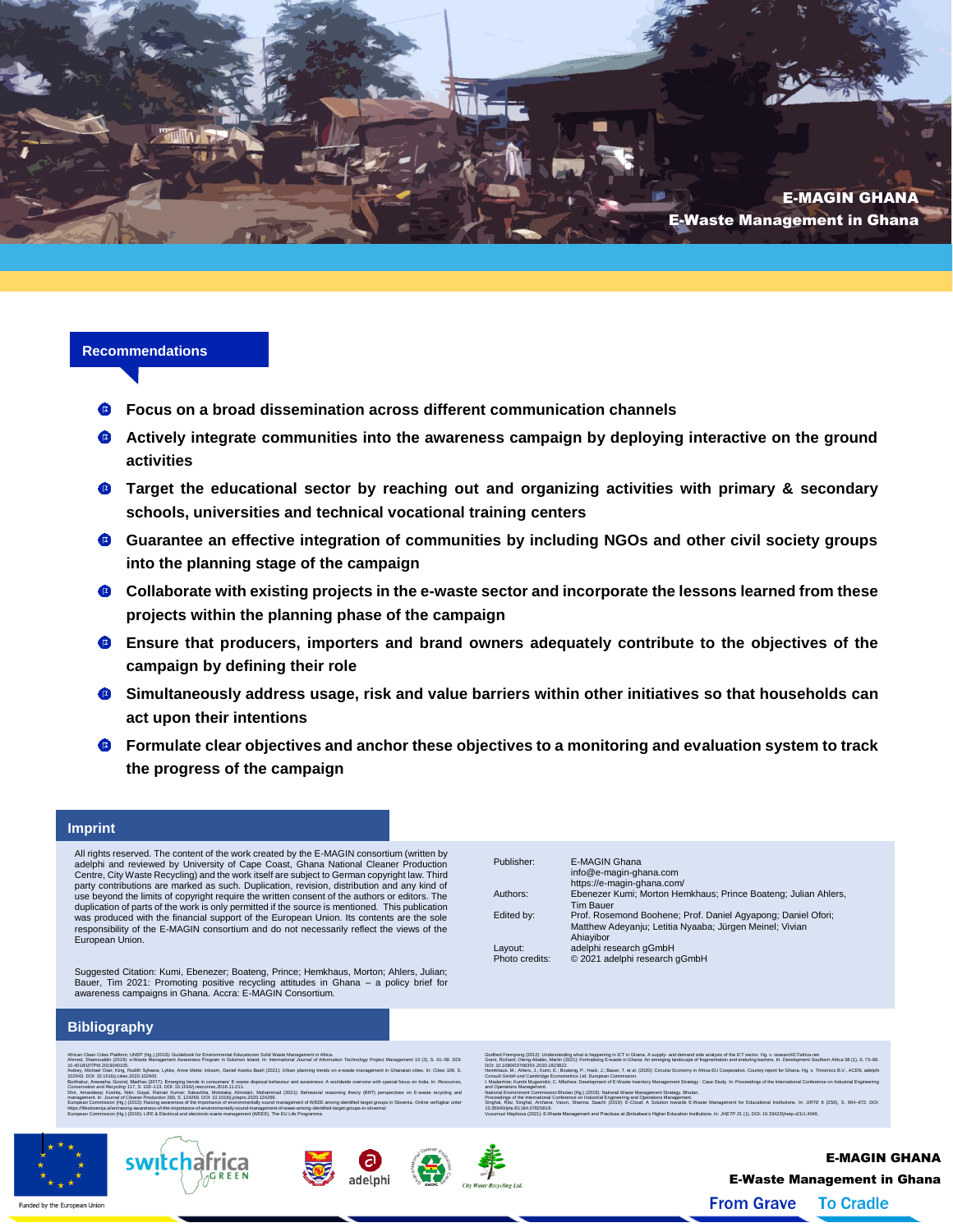## Recommendations

- **Focus on a broad dissemination across different communication channels**
- **Actively integrate communities into the awareness campaign by deploying interactive on the ground activities**
- **Target the educational sector by reaching out and organizing activities with primary & secondary schools, universities and technical vocational training centers**
- **Guarantee an effective integration of communities by including NGOs and other civil society groups into the planning stage of the campaign**
- **Collaborate with existing projects in the e-waste sector and incorporate the lessons learned from these projects within the planning phase of the campaign**
- **Ensure that producers, importers and brand owners adequately contribute to the objectives of the campaign by defining their role**
- **Simultaneously address usage, risk and value barriers within other initiatives so that households can act upon their intentions**
- **Formulate clear objectives and anchor these objectives to a monitoring and evaluation system to track the progress of the campaign**

## Imprint

All rights reserved. The content of the work created by the E-MAGIN consortium (written by adelphi and reviewed by University of Cape Coast, Ghana National Cleaner Production Centre, City Waste Recycling) and the work itself are subject to German copyright law. Third party contributions are marked as such. Duplication, revision, distribution and any kind of use beyond the limits of copyright require the written consent of the authors or editors. The duplication of parts of the work is only permitted if the source is mentioned. This publication was produced with the financial support of the European Union. Its contents are the sole responsibility of the E-MAGIN consortium and do not necessarily reflect the views of the European Union.

Suggested Citation: Kumi, Ebenezer; Boateng, Prince; Hemkhaus, Morton; Ahlers, Julian; Bauer, Tim 2021: Promoting positive recycling attitudes in Ghana – a policy brief for awareness campaigns in Ghana. Accra: E-MAGIN Consortium.

| | |
|---|---|
| Publisher: | E-MAGIN Ghana<br>info@e-magin-ghana.com<br>https://e-magin-ghana.com/ |
| Authors: | Ebenezer Kumi; Morton Hemkhaus; Prince Boateng; Julian Ahlers, Tim Bauer |
| Edited by: | Prof. Rosemond Boohene; Prof. Daniel Agyapong; Daniel Ofori; Matthew Adeyanju; Letitia Nyaaba; Jürgen Meinel; Vivian Ahiayibor |
| Layout: | adelphi research gGmbH |
| Photo credits: | © 2021 adelphi research gGmbH |

## Bibliography

African Clean Cities Platform; UNEP (Hg.) (2019): Guidebook for Environmental Education on Solid Waste Management in Africa.
Ahmed, Shamsuddin (2019): e-Waste Management Awareness Program in Solomon Island. In: *International Journal of Information Technology Project Management* 10 (2), S. 41–59. DOI: 10.4018/IJITPM.2019040105.
Asibey, Michael Osei; King, Rudith Sylvana; Lykke, Anne Mette; Inkoom, Daniel Kweku Baah (2021): Urban planning trends on e-waste management in Ghanaian cities. In: *Cities* 108, S. 102943. DOI: 10.1016/j.cities.2020.102943.
Borthakur, Anwesha; Govind, Madhav (2017): Emerging trends in consumers' E-waste disposal behaviour and awareness: A worldwide overview with special focus on India. In: *Resources, Conservation and Recycling* 117, S. 102–113. DOI: 10.1016/j.resconrec.2016.11.011.
Dhir, Amandeep; Koshta, Nitin; Goyal, Raman Kumar; Sakashita, Mototaka; Almotairi, Mohammad (2021): Behavioral reasoning theory (BRT) perspectives on E-waste recycling and management. In: *Journal of Cleaner Production* 280, S. 124269. DOI: 10.1016/j.jclepro.2020.124269.
European Commission (Hg.) (2012): Raising awareness of the importance of environmentally sound management of WEEE among identified target groups in Slovenia. Online verfügbar unter https://lifeslovenija.si/en/raising-awareness-of-the-importance-of-environmentally-sound-management-of-weee-among-identified-target-groups-in-slovenia/.
European Commission (Hg.) (2016): LIFE & Electrical and electronic waste management (WEEE). The EU Life Programme.
Godfred Frempong (2012): Understanding what is happening in ICT in Ghana. A supply- and demand side analysis of the ICT sector. Hg. v. researchICTafrica.net.
Grant, Richard; Oteng-Ababio, Martin (2021): Formalising E-waste in Ghana: An emerging landscape of fragmentation and enduring barriers. In: *Development Southern Africa* 38 (1), S. 73–86. DOI: 10.1080/0376835X.2020.1823822.
Hemkhaus, M.; Ahlers, J.; Kumi, E.; Boateng, P.; Hack, J.; Bauer, T. et al. (2020): Circular Economy in Africa-EU Cooperation. Country report for Ghana. Hg. v. Trinomics B.V., ACEN, adelphi Consult GmbH und Cambridge Econometrics Ltd. European Commission.
I. Madanhire; Kumbi Mugwindiri; C. Mbohwa: Development of E-Waste Inventory Management Strategy : Case Study. In: Proceedings of the International Conference on Industrial Engineering and Operations Management.
National Environment Commission Bhutan (Hg.) (2019): National Waste Management Strategy. Bhutan.
Proceedings of the International Conference on Industrial Engineering and Operations Management.
Singhal, Ritu; Singhal, Archana; Varun, Sharma; Saachi (2019): E-Cloud: A Solution towards E-Waste Management for Educational Institutions. In: *IJRTE* 8 (2S6), S. 964–972. DOI: 10.35940/ijrte.B1184.0782S619.
Vusumuzi Maphosa (2021): E-Waste Management and Practices at Zimbabwe's Higher Education Institutions. In: *JHETP* 21 (1). DOI: 10.33423/jhetp.v21i1.4046.

Funded by the European Union

**E-MAGIN GHANA**
**E-Waste Management in Ghana**
From Grave To Cradle